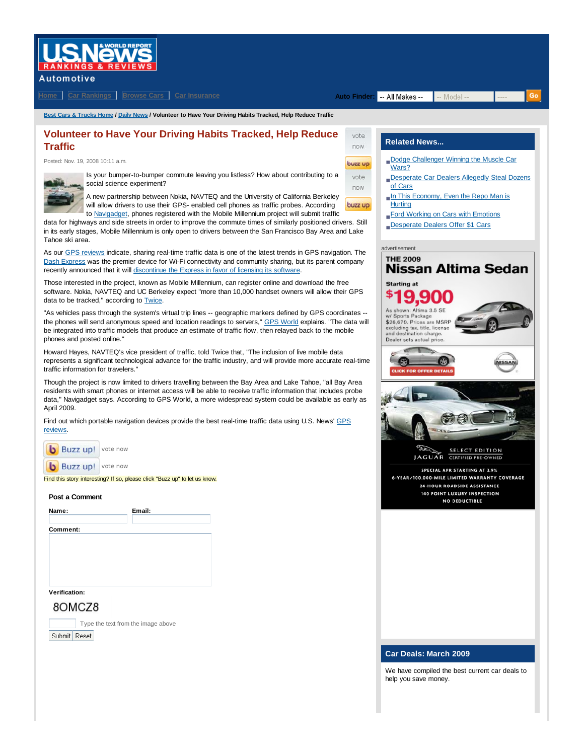U.S.News & WORLD REPORT RANKINGS & REVIEWS
Automotive

Home | Car Rankings | Browse Cars | Car Insurance

Auto Finder: -- All Makes -- | -- Model -- | ---- | Go

Best Cars & Trucks Home / Daily News / Volunteer to Have Your Driving Habits Tracked, Help Reduce Traffic

# Volunteer to Have Your Driving Habits Tracked, Help Reduce Traffic

Posted: Nov. 19, 2008 10:11 a.m.

Is your bumper-to-bumper commute leaving you listless? How about contributing to a social science experiment?

A new partnership between Nokia, NAVTEQ and the University of California Berkeley will allow drivers to use their GPS- enabled cell phones as traffic probes. According to Navigadget, phones registered with the Mobile Millennium project will submit traffic data for highways and side streets in order to improve the commute times of similarly positioned drivers. Still in its early stages, Mobile Millennium is only open to drivers between the San Francisco Bay Area and Lake Tahoe ski area.

As our GPS reviews indicate, sharing real-time traffic data is one of the latest trends in GPS navigation. The Dash Express was the premier device for Wi-Fi connectivity and community sharing, but its parent company recently announced that it will discontinue the Express in favor of licensing its software.

Those interested in the project, known as Mobile Millennium, can register online and download the free software. Nokia, NAVTEQ and UC Berkeley expect "more than 10,000 handset owners will allow their GPS data to be tracked," according to Twice.

"As vehicles pass through the system's virtual trip lines -- geographic markers defined by GPS coordinates -- the phones will send anonymous speed and location readings to servers," GPS World explains. "The data will be integrated into traffic models that produce an estimate of traffic flow, then relayed back to the mobile phones and posted online."

Howard Hayes, NAVTEQ's vice president of traffic, told Twice that, "The inclusion of live mobile data represents a significant technological advance for the traffic industry, and will provide more accurate real-time traffic information for travelers."

Though the project is now limited to drivers travelling between the Bay Area and Lake Tahoe, "all Bay Area residents with smart phones or internet access will be able to receive traffic information that includes probe data," Navigadget says. According to GPS World, a more widespread system could be available as early as April 2009.

Find out which portable navigation devices provide the best real-time traffic data using U.S. News' GPS reviews.

Buzz up! vote now

Buzz up! vote now

Find this story interesting? If so, please click "Buzz up" to let us know.

### Post a Comment

**Name:** | **Email:**

**Comment:**

**Verification:**

8OMCZ8

Type the text from the image above

Submit | Reset

## Related News...

- Dodge Challenger Winning the Muscle Car Wars?
- Desperate Car Dealers Allegedly Steal Dozens of Cars
- In This Economy, Even the Repo Man is Hurting
- Ford Working on Cars with Emotions
- Desperate Dealers Offer $1 Cars

advertisement

THE 2009 Nissan Altima Sedan

Starting at $19,900

As shown: Altima 3.5 SE w/ Sports Package $26,670. Prices are MSRP excluding tax, title, license and destination charge. Dealer sets actual price.

CLICK FOR OFFER DETAILS

JAGUAR SELECT EDITION CERTIFIED PRE-OWNED

SPECIAL APR STARTING AT 3.9%
6-YEAR/100,000-MILE LIMITED WARRANTY COVERAGE
24-HOUR ROADSIDE ASSISTANCE
140 POINT LUXURY INSPECTION
NO DEDUCTIBLE

## Car Deals: March 2009

We have compiled the best current car deals to help you save money.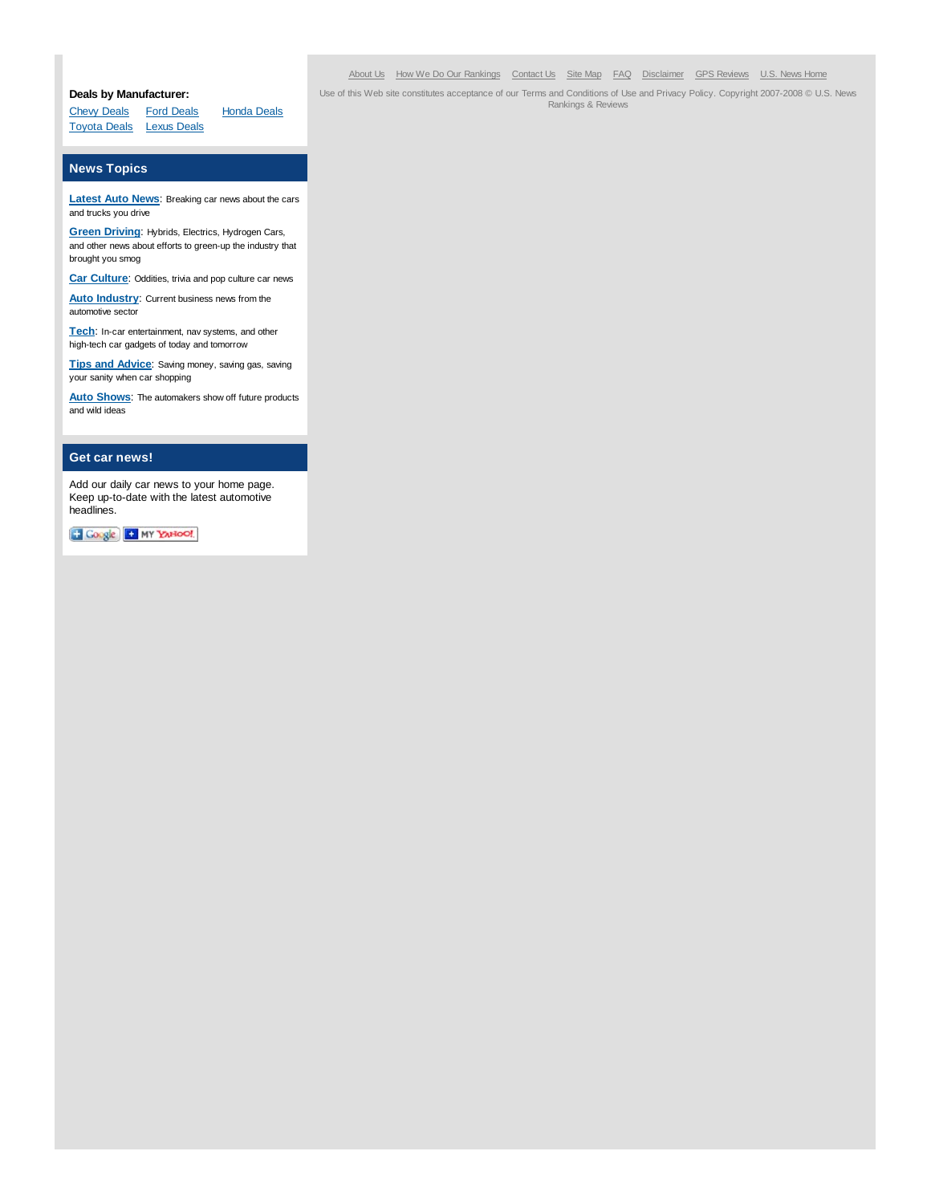**Deals by Manufacturer:**

Chevy Deals Ford Deals Honda Deals
Toyota Deals Lexus Deals

## News Topics

**Latest Auto News**: Breaking car news about the cars and trucks you drive

**Green Driving**: Hybrids, Electrics, Hydrogen Cars, and other news about efforts to green-up the industry that brought you smog

**Car Culture**: Oddities, trivia and pop culture car news

**Auto Industry**: Current business news from the automotive sector

**Tech**: In-car entertainment, nav systems, and other high-tech car gadgets of today and tomorrow

**Tips and Advice**: Saving money, saving gas, saving your sanity when car shopping

**Auto Shows**: The automakers show off future products and wild ideas

## Get car news!

Add our daily car news to your home page. Keep up-to-date with the latest automotive headlines.

About Us How We Do Our Rankings Contact Us Site Map FAQ Disclaimer GPS Reviews U.S. News Home

Use of this Web site constitutes acceptance of our Terms and Conditions of Use and Privacy Policy. Copyright 2007-2008 © U.S. News Rankings & Reviews